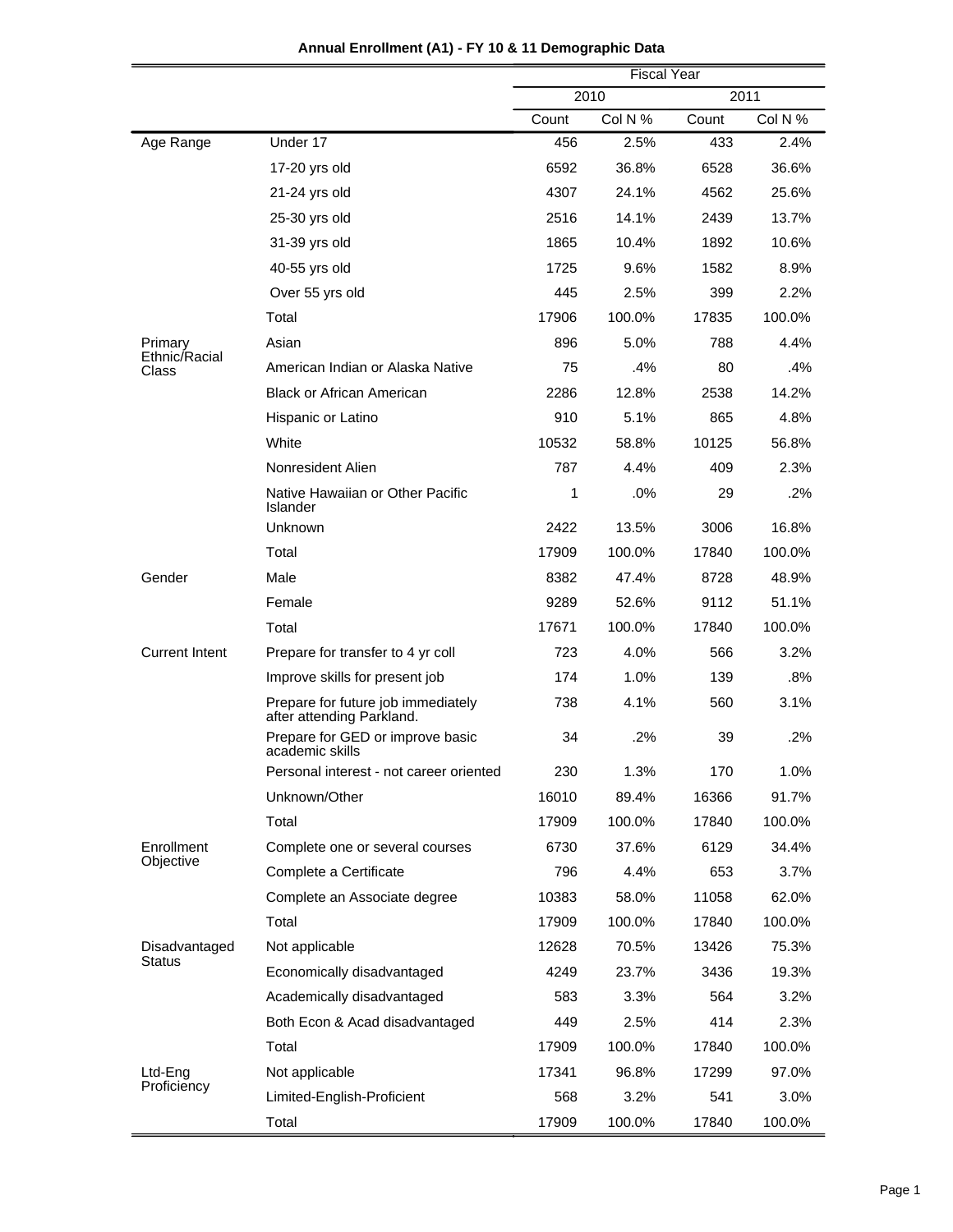# Annual Enrollment (A1) - FY 10 & 11 Demographic Data

| | | Fiscal Year | | | |
|---|---|---|---|---|---|
| | | 2010 | | 2011 | |
| | | Count | Col N % | Count | Col N % |
| Age Range | Under 17 | 456 | 2.5% | 433 | 2.4% |
| | 17-20 yrs old | 6592 | 36.8% | 6528 | 36.6% |
| | 21-24 yrs old | 4307 | 24.1% | 4562 | 25.6% |
| | 25-30 yrs old | 2516 | 14.1% | 2439 | 13.7% |
| | 31-39 yrs old | 1865 | 10.4% | 1892 | 10.6% |
| | 40-55 yrs old | 1725 | 9.6% | 1582 | 8.9% |
| | Over 55 yrs old | 445 | 2.5% | 399 | 2.2% |
| | Total | 17906 | 100.0% | 17835 | 100.0% |
| Primary Ethnic/Racial Class | Asian | 896 | 5.0% | 788 | 4.4% |
| | American Indian or Alaska Native | 75 | .4% | 80 | .4% |
| | Black or African American | 2286 | 12.8% | 2538 | 14.2% |
| | Hispanic or Latino | 910 | 5.1% | 865 | 4.8% |
| | White | 10532 | 58.8% | 10125 | 56.8% |
| | Nonresident Alien | 787 | 4.4% | 409 | 2.3% |
| | Native Hawaiian or Other Pacific Islander | 1 | .0% | 29 | .2% |
| | Unknown | 2422 | 13.5% | 3006 | 16.8% |
| | Total | 17909 | 100.0% | 17840 | 100.0% |
| Gender | Male | 8382 | 47.4% | 8728 | 48.9% |
| | Female | 9289 | 52.6% | 9112 | 51.1% |
| | Total | 17671 | 100.0% | 17840 | 100.0% |
| Current Intent | Prepare for transfer to 4 yr coll | 723 | 4.0% | 566 | 3.2% |
| | Improve skills for present job | 174 | 1.0% | 139 | .8% |
| | Prepare for future job immediately after attending Parkland. | 738 | 4.1% | 560 | 3.1% |
| | Prepare for GED or improve basic academic skills | 34 | .2% | 39 | .2% |
| | Personal interest - not career oriented | 230 | 1.3% | 170 | 1.0% |
| | Unknown/Other | 16010 | 89.4% | 16366 | 91.7% |
| | Total | 17909 | 100.0% | 17840 | 100.0% |
| Enrollment Objective | Complete one or several courses | 6730 | 37.6% | 6129 | 34.4% |
| | Complete a Certificate | 796 | 4.4% | 653 | 3.7% |
| | Complete an Associate degree | 10383 | 58.0% | 11058 | 62.0% |
| | Total | 17909 | 100.0% | 17840 | 100.0% |
| Disadvantaged Status | Not applicable | 12628 | 70.5% | 13426 | 75.3% |
| | Economically disadvantaged | 4249 | 23.7% | 3436 | 19.3% |
| | Academically disadvantaged | 583 | 3.3% | 564 | 3.2% |
| | Both Econ & Acad disadvantaged | 449 | 2.5% | 414 | 2.3% |
| | Total | 17909 | 100.0% | 17840 | 100.0% |
| Ltd-Eng Proficiency | Not applicable | 17341 | 96.8% | 17299 | 97.0% |
| | Limited-English-Proficient | 568 | 3.2% | 541 | 3.0% |
| | Total | 17909 | 100.0% | 17840 | 100.0% |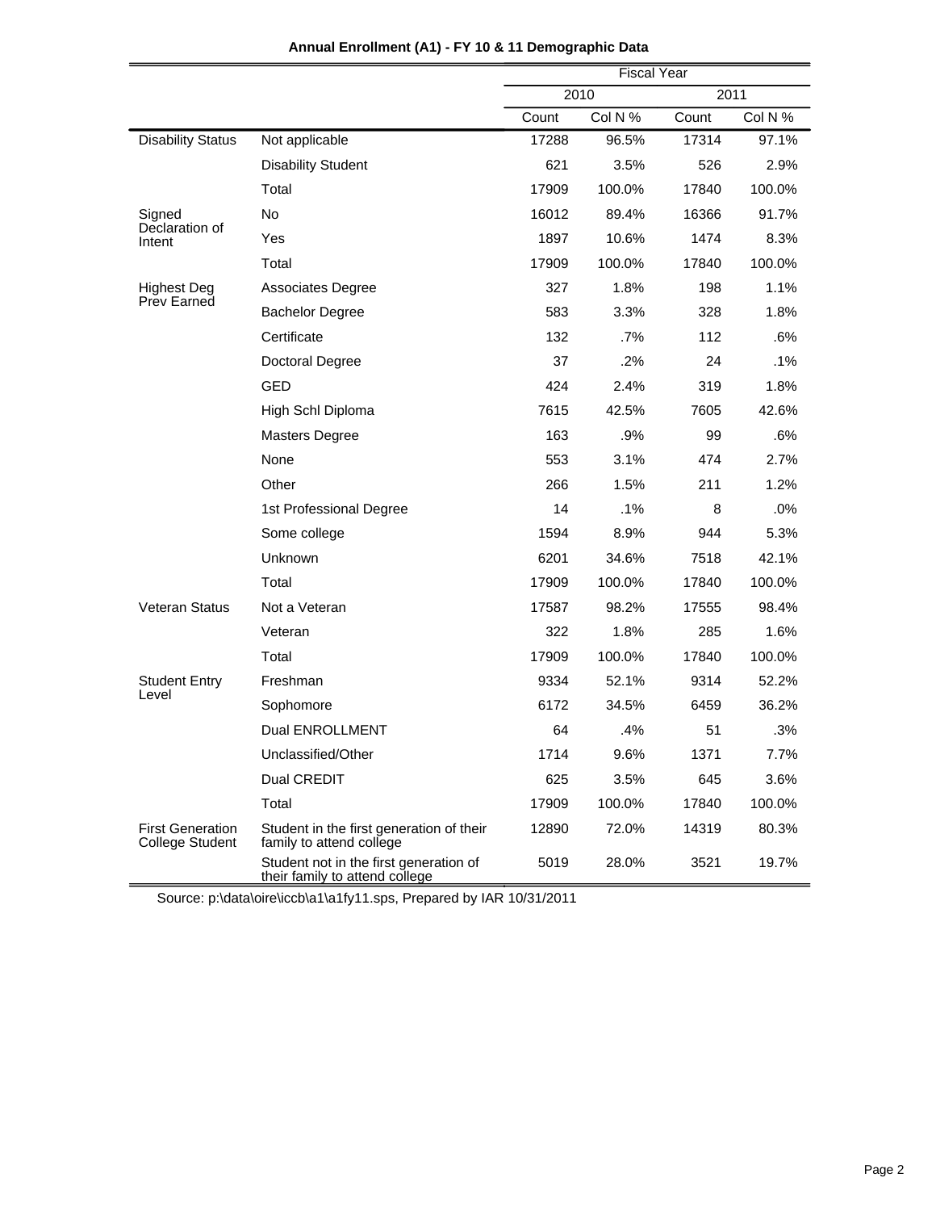**Annual Enrollment (A1) - FY 10 & 11 Demographic Data**

| | | Fiscal Year | | | |
|---|---|---|---|---|---|
| | | 2010 | | 2011 | |
| | | Count | Col N % | Count | Col N % |
| Disability Status | Not applicable | 17288 | 96.5% | 17314 | 97.1% |
| | Disability Student | 621 | 3.5% | 526 | 2.9% |
| | Total | 17909 | 100.0% | 17840 | 100.0% |
| Signed Declaration of Intent | No | 16012 | 89.4% | 16366 | 91.7% |
| | Yes | 1897 | 10.6% | 1474 | 8.3% |
| | Total | 17909 | 100.0% | 17840 | 100.0% |
| Highest Deg Prev Earned | Associates Degree | 327 | 1.8% | 198 | 1.1% |
| | Bachelor Degree | 583 | 3.3% | 328 | 1.8% |
| | Certificate | 132 | .7% | 112 | .6% |
| | Doctoral Degree | 37 | .2% | 24 | .1% |
| | GED | 424 | 2.4% | 319 | 1.8% |
| | High Schl Diploma | 7615 | 42.5% | 7605 | 42.6% |
| | Masters Degree | 163 | .9% | 99 | .6% |
| | None | 553 | 3.1% | 474 | 2.7% |
| | Other | 266 | 1.5% | 211 | 1.2% |
| | 1st Professional Degree | 14 | .1% | 8 | .0% |
| | Some college | 1594 | 8.9% | 944 | 5.3% |
| | Unknown | 6201 | 34.6% | 7518 | 42.1% |
| | Total | 17909 | 100.0% | 17840 | 100.0% |
| Veteran Status | Not a Veteran | 17587 | 98.2% | 17555 | 98.4% |
| | Veteran | 322 | 1.8% | 285 | 1.6% |
| | Total | 17909 | 100.0% | 17840 | 100.0% |
| Student Entry Level | Freshman | 9334 | 52.1% | 9314 | 52.2% |
| | Sophomore | 6172 | 34.5% | 6459 | 36.2% |
| | Dual ENROLLMENT | 64 | .4% | 51 | .3% |
| | Unclassified/Other | 1714 | 9.6% | 1371 | 7.7% |
| | Dual CREDIT | 625 | 3.5% | 645 | 3.6% |
| | Total | 17909 | 100.0% | 17840 | 100.0% |
| First Generation College Student | Student in the first generation of their family to attend college | 12890 | 72.0% | 14319 | 80.3% |
| | Student not in the first generation of their family to attend college | 5019 | 28.0% | 3521 | 19.7% |

Source: p:\data\oire\iccb\a1\a1fy11.sps, Prepared by IAR 10/31/2011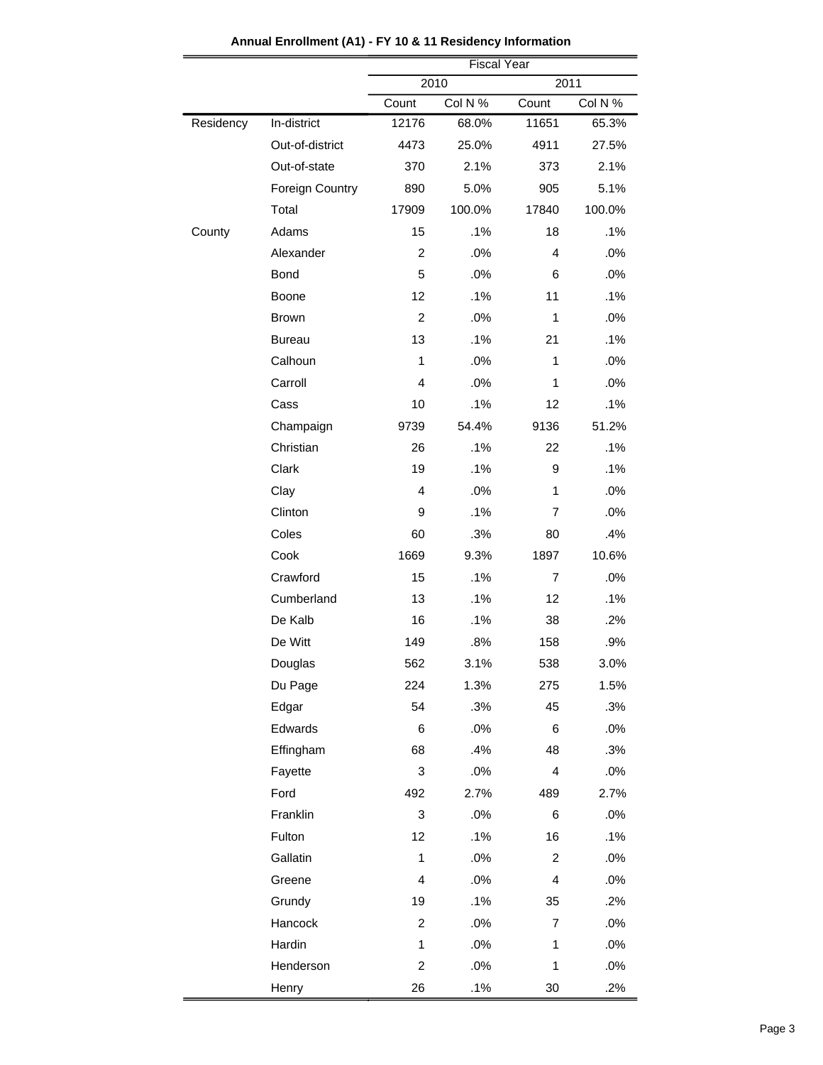**Annual Enrollment (A1) - FY 10 & 11 Residency Information**

| | | Fiscal Year | | | |
|---|---|---|---|---|---|
| | | 2010 | | 2011 | |
| | | Count | Col N % | Count | Col N % |
| Residency | In-district | 12176 | 68.0% | 11651 | 65.3% |
| | Out-of-district | 4473 | 25.0% | 4911 | 27.5% |
| | Out-of-state | 370 | 2.1% | 373 | 2.1% |
| | Foreign Country | 890 | 5.0% | 905 | 5.1% |
| | Total | 17909 | 100.0% | 17840 | 100.0% |
| County | Adams | 15 | .1% | 18 | .1% |
| | Alexander | 2 | .0% | 4 | .0% |
| | Bond | 5 | .0% | 6 | .0% |
| | Boone | 12 | .1% | 11 | .1% |
| | Brown | 2 | .0% | 1 | .0% |
| | Bureau | 13 | .1% | 21 | .1% |
| | Calhoun | 1 | .0% | 1 | .0% |
| | Carroll | 4 | .0% | 1 | .0% |
| | Cass | 10 | .1% | 12 | .1% |
| | Champaign | 9739 | 54.4% | 9136 | 51.2% |
| | Christian | 26 | .1% | 22 | .1% |
| | Clark | 19 | .1% | 9 | .1% |
| | Clay | 4 | .0% | 1 | .0% |
| | Clinton | 9 | .1% | 7 | .0% |
| | Coles | 60 | .3% | 80 | .4% |
| | Cook | 1669 | 9.3% | 1897 | 10.6% |
| | Crawford | 15 | .1% | 7 | .0% |
| | Cumberland | 13 | .1% | 12 | .1% |
| | De Kalb | 16 | .1% | 38 | .2% |
| | De Witt | 149 | .8% | 158 | .9% |
| | Douglas | 562 | 3.1% | 538 | 3.0% |
| | Du Page | 224 | 1.3% | 275 | 1.5% |
| | Edgar | 54 | .3% | 45 | .3% |
| | Edwards | 6 | .0% | 6 | .0% |
| | Effingham | 68 | .4% | 48 | .3% |
| | Fayette | 3 | .0% | 4 | .0% |
| | Ford | 492 | 2.7% | 489 | 2.7% |
| | Franklin | 3 | .0% | 6 | .0% |
| | Fulton | 12 | .1% | 16 | .1% |
| | Gallatin | 1 | .0% | 2 | .0% |
| | Greene | 4 | .0% | 4 | .0% |
| | Grundy | 19 | .1% | 35 | .2% |
| | Hancock | 2 | .0% | 7 | .0% |
| | Hardin | 1 | .0% | 1 | .0% |
| | Henderson | 2 | .0% | 1 | .0% |
| | Henry | 26 | .1% | 30 | .2% |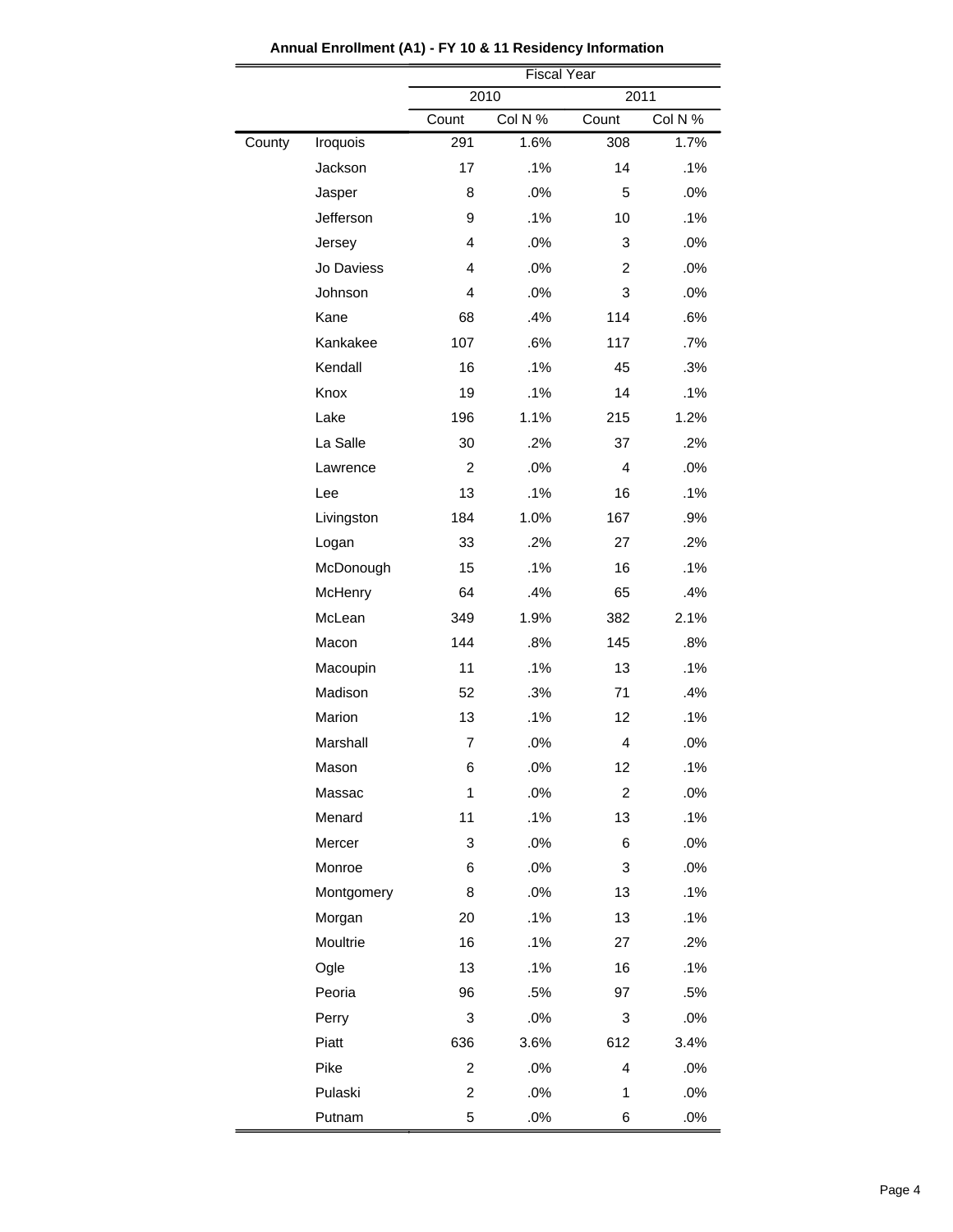**Annual Enrollment (A1) - FY 10 & 11 Residency Information**

| | | Fiscal Year | | | |
|---|---|---|---|---|---|
| | | 2010 | | 2011 | |
| | | Count | Col N % | Count | Col N % |
| County | Iroquois | 291 | 1.6% | 308 | 1.7% |
| | Jackson | 17 | .1% | 14 | .1% |
| | Jasper | 8 | .0% | 5 | .0% |
| | Jefferson | 9 | .1% | 10 | .1% |
| | Jersey | 4 | .0% | 3 | .0% |
| | Jo Daviess | 4 | .0% | 2 | .0% |
| | Johnson | 4 | .0% | 3 | .0% |
| | Kane | 68 | .4% | 114 | .6% |
| | Kankakee | 107 | .6% | 117 | .7% |
| | Kendall | 16 | .1% | 45 | .3% |
| | Knox | 19 | .1% | 14 | .1% |
| | Lake | 196 | 1.1% | 215 | 1.2% |
| | La Salle | 30 | .2% | 37 | .2% |
| | Lawrence | 2 | .0% | 4 | .0% |
| | Lee | 13 | .1% | 16 | .1% |
| | Livingston | 184 | 1.0% | 167 | .9% |
| | Logan | 33 | .2% | 27 | .2% |
| | McDonough | 15 | .1% | 16 | .1% |
| | McHenry | 64 | .4% | 65 | .4% |
| | McLean | 349 | 1.9% | 382 | 2.1% |
| | Macon | 144 | .8% | 145 | .8% |
| | Macoupin | 11 | .1% | 13 | .1% |
| | Madison | 52 | .3% | 71 | .4% |
| | Marion | 13 | .1% | 12 | .1% |
| | Marshall | 7 | .0% | 4 | .0% |
| | Mason | 6 | .0% | 12 | .1% |
| | Massac | 1 | .0% | 2 | .0% |
| | Menard | 11 | .1% | 13 | .1% |
| | Mercer | 3 | .0% | 6 | .0% |
| | Monroe | 6 | .0% | 3 | .0% |
| | Montgomery | 8 | .0% | 13 | .1% |
| | Morgan | 20 | .1% | 13 | .1% |
| | Moultrie | 16 | .1% | 27 | .2% |
| | Ogle | 13 | .1% | 16 | .1% |
| | Peoria | 96 | .5% | 97 | .5% |
| | Perry | 3 | .0% | 3 | .0% |
| | Piatt | 636 | 3.6% | 612 | 3.4% |
| | Pike | 2 | .0% | 4 | .0% |
| | Pulaski | 2 | .0% | 1 | .0% |
| | Putnam | 5 | .0% | 6 | .0% |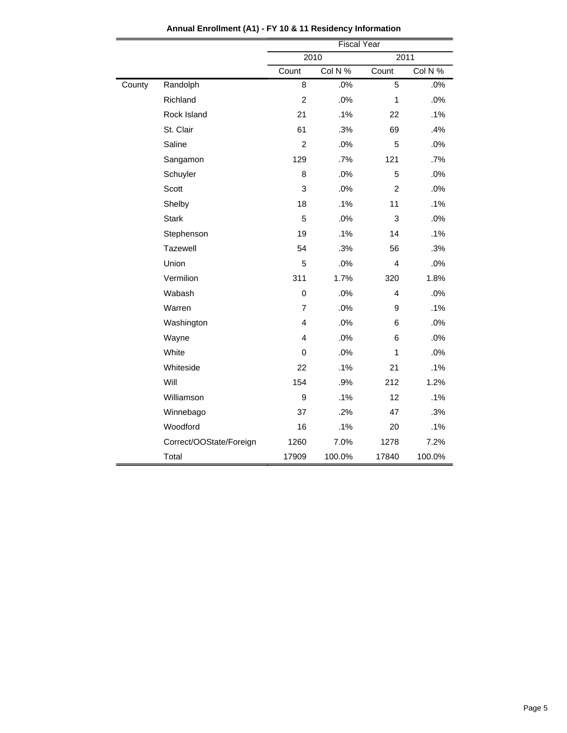**Annual Enrollment (A1) - FY 10 & 11 Residency Information**

| | | Fiscal Year | | | |
|---|---|---|---|---|---|
| | | 2010 | | 2011 | |
| | | Count | Col N % | Count | Col N % |
| County | Randolph | 8 | .0% | 5 | .0% |
| | Richland | 2 | .0% | 1 | .0% |
| | Rock Island | 21 | .1% | 22 | .1% |
| | St. Clair | 61 | .3% | 69 | .4% |
| | Saline | 2 | .0% | 5 | .0% |
| | Sangamon | 129 | .7% | 121 | .7% |
| | Schuyler | 8 | .0% | 5 | .0% |
| | Scott | 3 | .0% | 2 | .0% |
| | Shelby | 18 | .1% | 11 | .1% |
| | Stark | 5 | .0% | 3 | .0% |
| | Stephenson | 19 | .1% | 14 | .1% |
| | Tazewell | 54 | .3% | 56 | .3% |
| | Union | 5 | .0% | 4 | .0% |
| | Vermilion | 311 | 1.7% | 320 | 1.8% |
| | Wabash | 0 | .0% | 4 | .0% |
| | Warren | 7 | .0% | 9 | .1% |
| | Washington | 4 | .0% | 6 | .0% |
| | Wayne | 4 | .0% | 6 | .0% |
| | White | 0 | .0% | 1 | .0% |
| | Whiteside | 22 | .1% | 21 | .1% |
| | Will | 154 | .9% | 212 | 1.2% |
| | Williamson | 9 | .1% | 12 | .1% |
| | Winnebago | 37 | .2% | 47 | .3% |
| | Woodford | 16 | .1% | 20 | .1% |
| | Correct/OOState/Foreign | 1260 | 7.0% | 1278 | 7.2% |
| | Total | 17909 | 100.0% | 17840 | 100.0% |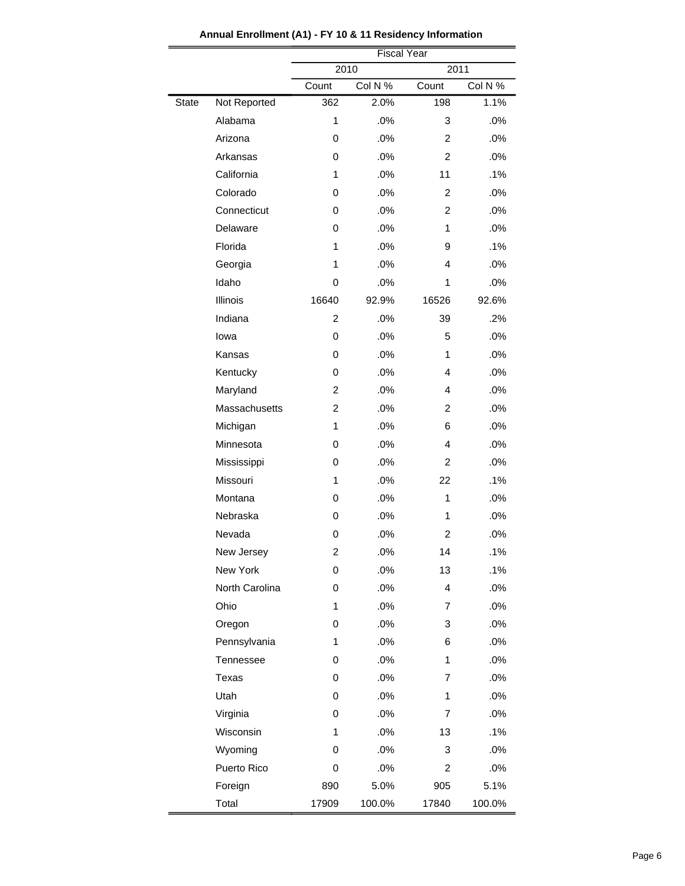**Annual Enrollment (A1) - FY 10 & 11 Residency Information**

| | | Fiscal Year | | | |
|---|---|---|---|---|---|
| | | 2010 | | 2011 | |
| | | Count | Col N % | Count | Col N % |
| State | Not Reported | 362 | 2.0% | 198 | 1.1% |
| | Alabama | 1 | .0% | 3 | .0% |
| | Arizona | 0 | .0% | 2 | .0% |
| | Arkansas | 0 | .0% | 2 | .0% |
| | California | 1 | .0% | 11 | .1% |
| | Colorado | 0 | .0% | 2 | .0% |
| | Connecticut | 0 | .0% | 2 | .0% |
| | Delaware | 0 | .0% | 1 | .0% |
| | Florida | 1 | .0% | 9 | .1% |
| | Georgia | 1 | .0% | 4 | .0% |
| | Idaho | 0 | .0% | 1 | .0% |
| | Illinois | 16640 | 92.9% | 16526 | 92.6% |
| | Indiana | 2 | .0% | 39 | .2% |
| | Iowa | 0 | .0% | 5 | .0% |
| | Kansas | 0 | .0% | 1 | .0% |
| | Kentucky | 0 | .0% | 4 | .0% |
| | Maryland | 2 | .0% | 4 | .0% |
| | Massachusetts | 2 | .0% | 2 | .0% |
| | Michigan | 1 | .0% | 6 | .0% |
| | Minnesota | 0 | .0% | 4 | .0% |
| | Mississippi | 0 | .0% | 2 | .0% |
| | Missouri | 1 | .0% | 22 | .1% |
| | Montana | 0 | .0% | 1 | .0% |
| | Nebraska | 0 | .0% | 1 | .0% |
| | Nevada | 0 | .0% | 2 | .0% |
| | New Jersey | 2 | .0% | 14 | .1% |
| | New York | 0 | .0% | 13 | .1% |
| | North Carolina | 0 | .0% | 4 | .0% |
| | Ohio | 1 | .0% | 7 | .0% |
| | Oregon | 0 | .0% | 3 | .0% |
| | Pennsylvania | 1 | .0% | 6 | .0% |
| | Tennessee | 0 | .0% | 1 | .0% |
| | Texas | 0 | .0% | 7 | .0% |
| | Utah | 0 | .0% | 1 | .0% |
| | Virginia | 0 | .0% | 7 | .0% |
| | Wisconsin | 1 | .0% | 13 | .1% |
| | Wyoming | 0 | .0% | 3 | .0% |
| | Puerto Rico | 0 | .0% | 2 | .0% |
| | Foreign | 890 | 5.0% | 905 | 5.1% |
| | Total | 17909 | 100.0% | 17840 | 100.0% |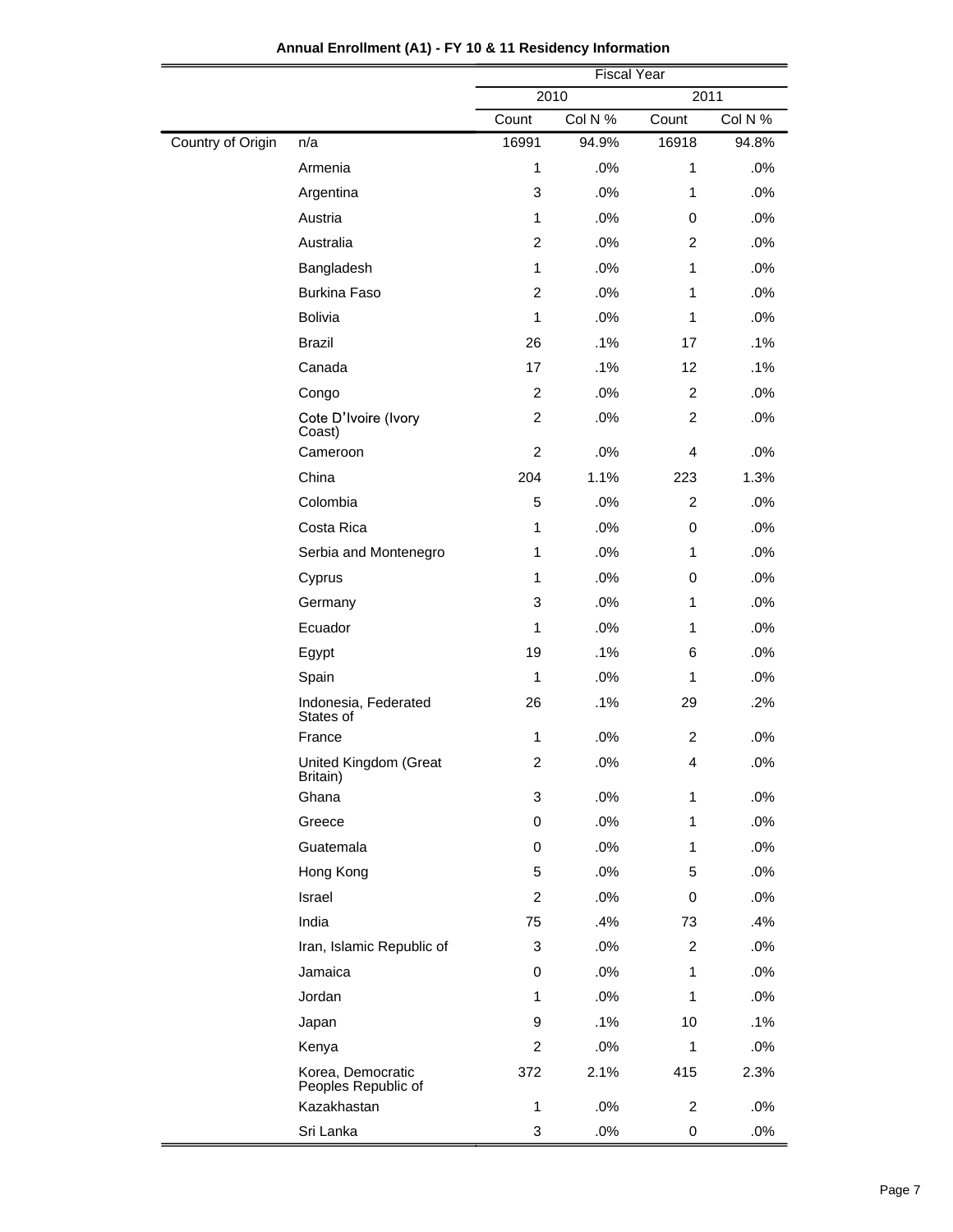**Annual Enrollment (A1) - FY 10 & 11 Residency Information**

| | | Fiscal Year | | | |
|---|---|---|---|---|---|
| | | 2010 | | 2011 | |
| | | Count | Col N % | Count | Col N % |
| Country of Origin | n/a | 16991 | 94.9% | 16918 | 94.8% |
| | Armenia | 1 | .0% | 1 | .0% |
| | Argentina | 3 | .0% | 1 | .0% |
| | Austria | 1 | .0% | 0 | .0% |
| | Australia | 2 | .0% | 2 | .0% |
| | Bangladesh | 1 | .0% | 1 | .0% |
| | Burkina Faso | 2 | .0% | 1 | .0% |
| | Bolivia | 1 | .0% | 1 | .0% |
| | Brazil | 26 | .1% | 17 | .1% |
| | Canada | 17 | .1% | 12 | .1% |
| | Congo | 2 | .0% | 2 | .0% |
| | Cote D'Ivoire (Ivory Coast) | 2 | .0% | 2 | .0% |
| | Cameroon | 2 | .0% | 4 | .0% |
| | China | 204 | 1.1% | 223 | 1.3% |
| | Colombia | 5 | .0% | 2 | .0% |
| | Costa Rica | 1 | .0% | 0 | .0% |
| | Serbia and Montenegro | 1 | .0% | 1 | .0% |
| | Cyprus | 1 | .0% | 0 | .0% |
| | Germany | 3 | .0% | 1 | .0% |
| | Ecuador | 1 | .0% | 1 | .0% |
| | Egypt | 19 | .1% | 6 | .0% |
| | Spain | 1 | .0% | 1 | .0% |
| | Indonesia, Federated States of | 26 | .1% | 29 | .2% |
| | France | 1 | .0% | 2 | .0% |
| | United Kingdom (Great Britain) | 2 | .0% | 4 | .0% |
| | Ghana | 3 | .0% | 1 | .0% |
| | Greece | 0 | .0% | 1 | .0% |
| | Guatemala | 0 | .0% | 1 | .0% |
| | Hong Kong | 5 | .0% | 5 | .0% |
| | Israel | 2 | .0% | 0 | .0% |
| | India | 75 | .4% | 73 | .4% |
| | Iran, Islamic Republic of | 3 | .0% | 2 | .0% |
| | Jamaica | 0 | .0% | 1 | .0% |
| | Jordan | 1 | .0% | 1 | .0% |
| | Japan | 9 | .1% | 10 | .1% |
| | Kenya | 2 | .0% | 1 | .0% |
| | Korea, Democratic Peoples Republic of | 372 | 2.1% | 415 | 2.3% |
| | Kazakhastan | 1 | .0% | 2 | .0% |
| | Sri Lanka | 3 | .0% | 0 | .0% |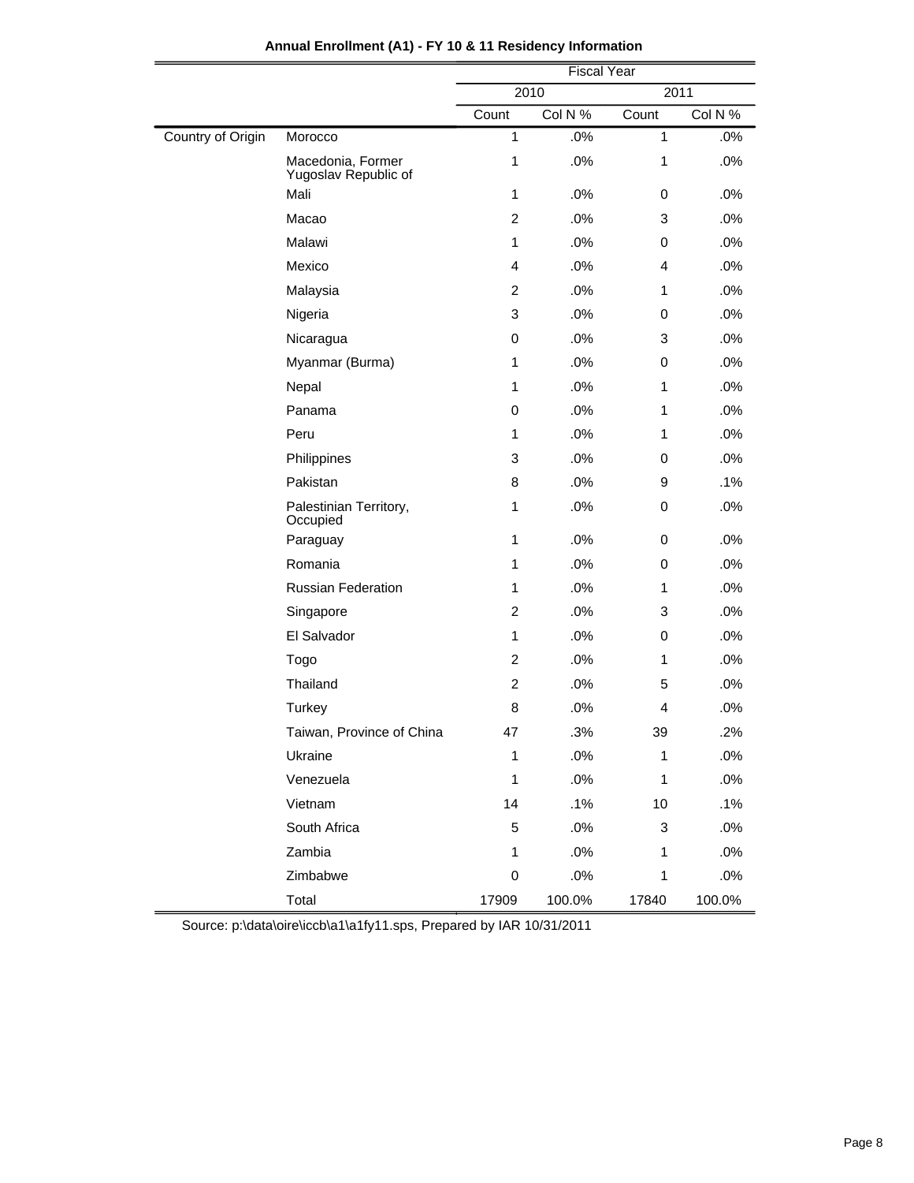**Annual Enrollment (A1) - FY 10 & 11 Residency Information**

| | | Fiscal Year | | | |
|---|---|---|---|---|---|
| | | 2010 | | 2011 | |
| | | Count | Col N % | Count | Col N % |
| Country of Origin | Morocco | 1 | .0% | 1 | .0% |
| | Macedonia, Former Yugoslav Republic of | 1 | .0% | 1 | .0% |
| | Mali | 1 | .0% | 0 | .0% |
| | Macao | 2 | .0% | 3 | .0% |
| | Malawi | 1 | .0% | 0 | .0% |
| | Mexico | 4 | .0% | 4 | .0% |
| | Malaysia | 2 | .0% | 1 | .0% |
| | Nigeria | 3 | .0% | 0 | .0% |
| | Nicaragua | 0 | .0% | 3 | .0% |
| | Myanmar (Burma) | 1 | .0% | 0 | .0% |
| | Nepal | 1 | .0% | 1 | .0% |
| | Panama | 0 | .0% | 1 | .0% |
| | Peru | 1 | .0% | 1 | .0% |
| | Philippines | 3 | .0% | 0 | .0% |
| | Pakistan | 8 | .0% | 9 | .1% |
| | Palestinian Territory, Occupied | 1 | .0% | 0 | .0% |
| | Paraguay | 1 | .0% | 0 | .0% |
| | Romania | 1 | .0% | 0 | .0% |
| | Russian Federation | 1 | .0% | 1 | .0% |
| | Singapore | 2 | .0% | 3 | .0% |
| | El Salvador | 1 | .0% | 0 | .0% |
| | Togo | 2 | .0% | 1 | .0% |
| | Thailand | 2 | .0% | 5 | .0% |
| | Turkey | 8 | .0% | 4 | .0% |
| | Taiwan, Province of China | 47 | .3% | 39 | .2% |
| | Ukraine | 1 | .0% | 1 | .0% |
| | Venezuela | 1 | .0% | 1 | .0% |
| | Vietnam | 14 | .1% | 10 | .1% |
| | South Africa | 5 | .0% | 3 | .0% |
| | Zambia | 1 | .0% | 1 | .0% |
| | Zimbabwe | 0 | .0% | 1 | .0% |
| | Total | 17909 | 100.0% | 17840 | 100.0% |

Source: p:\data\oire\iccb\a1\a1fy11.sps, Prepared by IAR 10/31/2011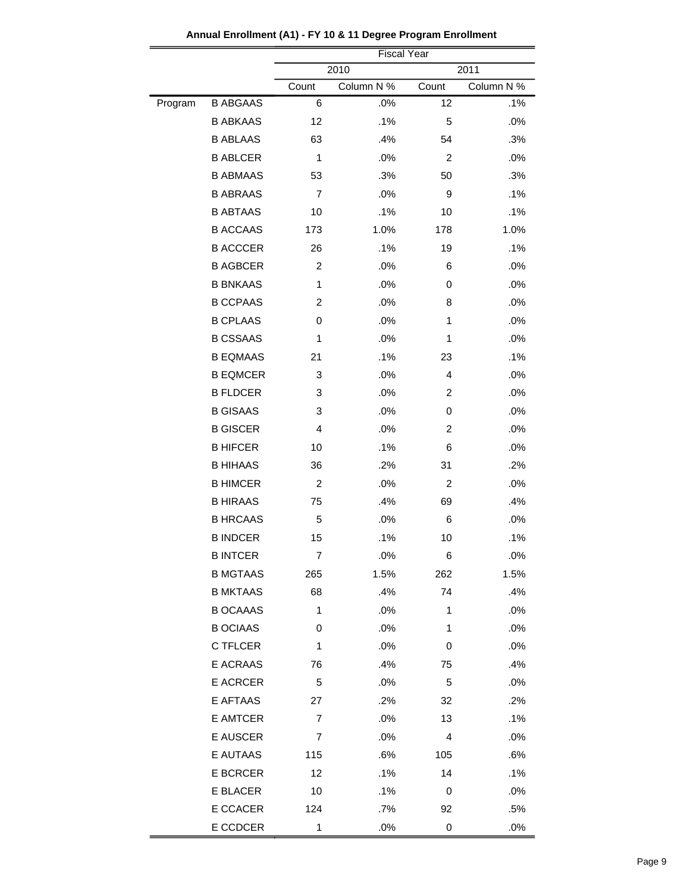**Annual Enrollment (A1) - FY 10 & 11 Degree Program Enrollment**

| | | Fiscal Year | | | |
|---|---|---|---|---|---|
| | | 2010 | | 2011 | |
| | | Count | Column N % | Count | Column N % |
| Program | B ABGAAS | 6 | .0% | 12 | .1% |
| | B ABKAAS | 12 | .1% | 5 | .0% |
| | B ABLAAS | 63 | .4% | 54 | .3% |
| | B ABLCER | 1 | .0% | 2 | .0% |
| | B ABMAAS | 53 | .3% | 50 | .3% |
| | B ABRAAS | 7 | .0% | 9 | .1% |
| | B ABTAAS | 10 | .1% | 10 | .1% |
| | B ACCAAS | 173 | 1.0% | 178 | 1.0% |
| | B ACCCER | 26 | .1% | 19 | .1% |
| | B AGBCER | 2 | .0% | 6 | .0% |
| | B BNKAAS | 1 | .0% | 0 | .0% |
| | B CCPAAS | 2 | .0% | 8 | .0% |
| | B CPLAAS | 0 | .0% | 1 | .0% |
| | B CSSAAS | 1 | .0% | 1 | .0% |
| | B EQMAAS | 21 | .1% | 23 | .1% |
| | B EQMCER | 3 | .0% | 4 | .0% |
| | B FLDCER | 3 | .0% | 2 | .0% |
| | B GISAAS | 3 | .0% | 0 | .0% |
| | B GISCER | 4 | .0% | 2 | .0% |
| | B HIFCER | 10 | .1% | 6 | .0% |
| | B HIHAAS | 36 | .2% | 31 | .2% |
| | B HIMCER | 2 | .0% | 2 | .0% |
| | B HIRAAS | 75 | .4% | 69 | .4% |
| | B HRCAAS | 5 | .0% | 6 | .0% |
| | B INDCER | 15 | .1% | 10 | .1% |
| | B INTCER | 7 | .0% | 6 | .0% |
| | B MGTAAS | 265 | 1.5% | 262 | 1.5% |
| | B MKTAAS | 68 | .4% | 74 | .4% |
| | B OCAAAS | 1 | .0% | 1 | .0% |
| | B OCIAAS | 0 | .0% | 1 | .0% |
| | C TFLCER | 1 | .0% | 0 | .0% |
| | E ACRAAS | 76 | .4% | 75 | .4% |
| | E ACRCER | 5 | .0% | 5 | .0% |
| | E AFTAAS | 27 | .2% | 32 | .2% |
| | E AMTCER | 7 | .0% | 13 | .1% |
| | E AUSCER | 7 | .0% | 4 | .0% |
| | E AUTAAS | 115 | .6% | 105 | .6% |
| | E BCRCER | 12 | .1% | 14 | .1% |
| | E BLACER | 10 | .1% | 0 | .0% |
| | E CCACER | 124 | .7% | 92 | .5% |
| | E CCDCER | 1 | .0% | 0 | .0% |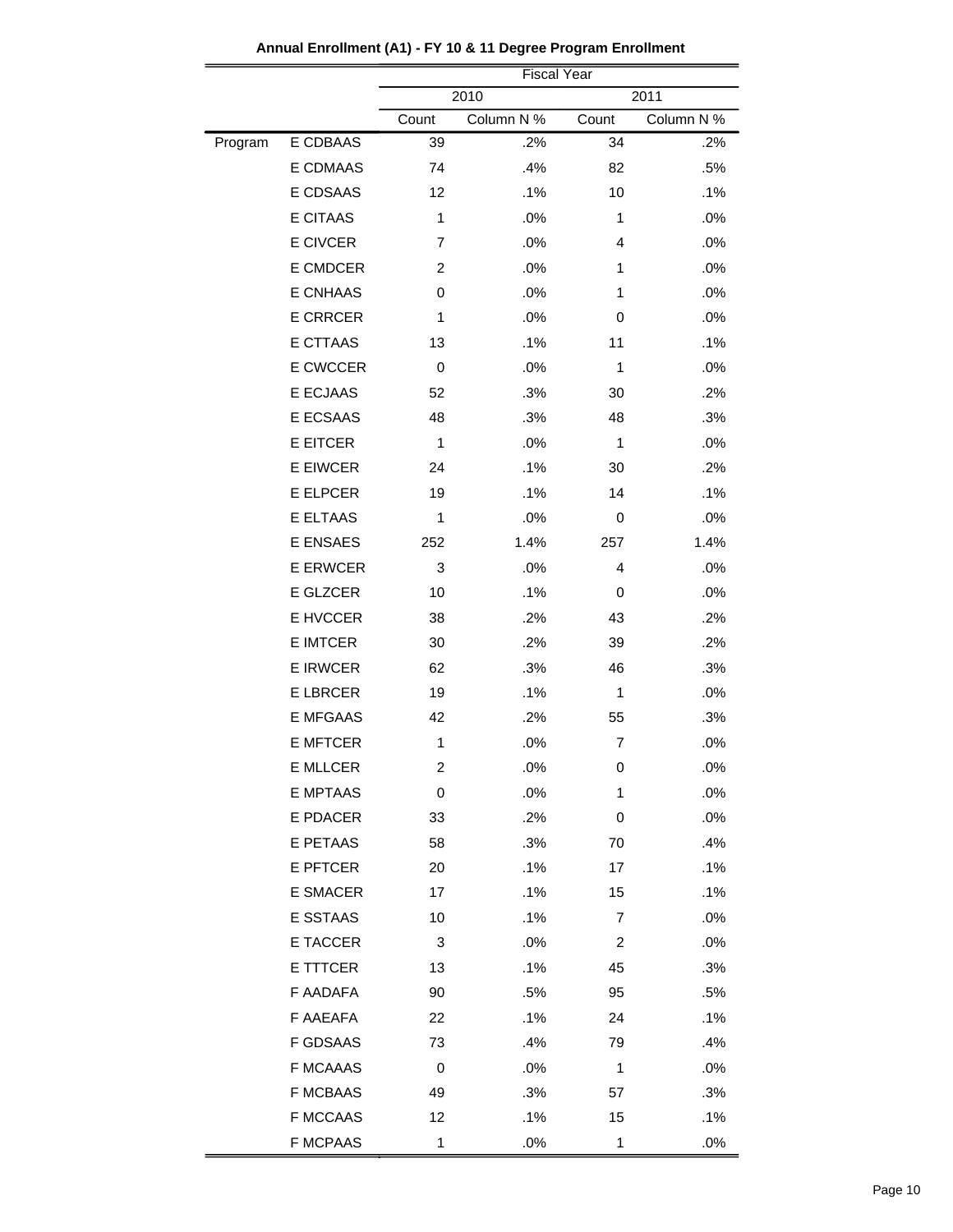**Annual Enrollment (A1) - FY 10 & 11 Degree Program Enrollment**

| | | Fiscal Year | | | |
|---|---|---|---|---|---|
| | | 2010 | | 2011 | |
| | | Count | Column N % | Count | Column N % |
| Program | E CDBAAS | 39 | .2% | 34 | .2% |
| | E CDMAAS | 74 | .4% | 82 | .5% |
| | E CDSAAS | 12 | .1% | 10 | .1% |
| | E CITAAS | 1 | .0% | 1 | .0% |
| | E CIVCER | 7 | .0% | 4 | .0% |
| | E CMDCER | 2 | .0% | 1 | .0% |
| | E CNHAAS | 0 | .0% | 1 | .0% |
| | E CRRCER | 1 | .0% | 0 | .0% |
| | E CTTAAS | 13 | .1% | 11 | .1% |
| | E CWCCER | 0 | .0% | 1 | .0% |
| | E ECJAAS | 52 | .3% | 30 | .2% |
| | E ECSAAS | 48 | .3% | 48 | .3% |
| | E EITCER | 1 | .0% | 1 | .0% |
| | E EIWCER | 24 | .1% | 30 | .2% |
| | E ELPCER | 19 | .1% | 14 | .1% |
| | E ELTAAS | 1 | .0% | 0 | .0% |
| | E ENSAES | 252 | 1.4% | 257 | 1.4% |
| | E ERWCER | 3 | .0% | 4 | .0% |
| | E GLZCER | 10 | .1% | 0 | .0% |
| | E HVCCER | 38 | .2% | 43 | .2% |
| | E IMTCER | 30 | .2% | 39 | .2% |
| | E IRWCER | 62 | .3% | 46 | .3% |
| | E LBRCER | 19 | .1% | 1 | .0% |
| | E MFGAAS | 42 | .2% | 55 | .3% |
| | E MFTCER | 1 | .0% | 7 | .0% |
| | E MLLCER | 2 | .0% | 0 | .0% |
| | E MPTAAS | 0 | .0% | 1 | .0% |
| | E PDACER | 33 | .2% | 0 | .0% |
| | E PETAAS | 58 | .3% | 70 | .4% |
| | E PFTCER | 20 | .1% | 17 | .1% |
| | E SMACER | 17 | .1% | 15 | .1% |
| | E SSTAAS | 10 | .1% | 7 | .0% |
| | E TACCER | 3 | .0% | 2 | .0% |
| | E TTTCER | 13 | .1% | 45 | .3% |
| | F AADAFA | 90 | .5% | 95 | .5% |
| | F AAEAFA | 22 | .1% | 24 | .1% |
| | F GDSAAS | 73 | .4% | 79 | .4% |
| | F MCAAAS | 0 | .0% | 1 | .0% |
| | F MCBAAS | 49 | .3% | 57 | .3% |
| | F MCCAAS | 12 | .1% | 15 | .1% |
| | F MCPAAS | 1 | .0% | 1 | .0% |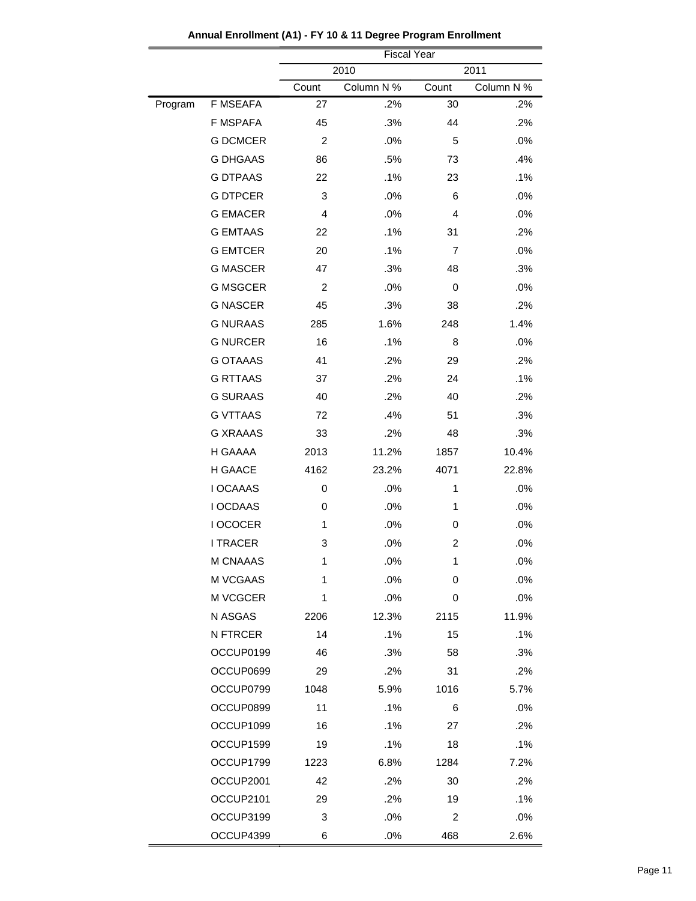**Annual Enrollment (A1) - FY 10 & 11 Degree Program Enrollment**

| | | Fiscal Year | | | |
|---|---|---|---|---|---|
| | | 2010 | | 2011 | |
| | | Count | Column N % | Count | Column N % |
| Program | F MSEAFA | 27 | .2% | 30 | .2% |
| | F MSPAFA | 45 | .3% | 44 | .2% |
| | G DCMCER | 2 | .0% | 5 | .0% |
| | G DHGAAS | 86 | .5% | 73 | .4% |
| | G DTPAAS | 22 | .1% | 23 | .1% |
| | G DTPCER | 3 | .0% | 6 | .0% |
| | G EMACER | 4 | .0% | 4 | .0% |
| | G EMTAAS | 22 | .1% | 31 | .2% |
| | G EMTCER | 20 | .1% | 7 | .0% |
| | G MASCER | 47 | .3% | 48 | .3% |
| | G MSGCER | 2 | .0% | 0 | .0% |
| | G NASCER | 45 | .3% | 38 | .2% |
| | G NURAAS | 285 | 1.6% | 248 | 1.4% |
| | G NURCER | 16 | .1% | 8 | .0% |
| | G OTAAAS | 41 | .2% | 29 | .2% |
| | G RTTAAS | 37 | .2% | 24 | .1% |
| | G SURAAS | 40 | .2% | 40 | .2% |
| | G VTTAAS | 72 | .4% | 51 | .3% |
| | G XRAAAS | 33 | .2% | 48 | .3% |
| | H GAAAA | 2013 | 11.2% | 1857 | 10.4% |
| | H GAACE | 4162 | 23.2% | 4071 | 22.8% |
| | I OCAAAS | 0 | .0% | 1 | .0% |
| | I OCDAAS | 0 | .0% | 1 | .0% |
| | I OCOCER | 1 | .0% | 0 | .0% |
| | I TRACER | 3 | .0% | 2 | .0% |
| | M CNAAAS | 1 | .0% | 1 | .0% |
| | M VCGAAS | 1 | .0% | 0 | .0% |
| | M VCGCER | 1 | .0% | 0 | .0% |
| | N ASGAS | 2206 | 12.3% | 2115 | 11.9% |
| | N FTRCER | 14 | .1% | 15 | .1% |
| | OCCUP0199 | 46 | .3% | 58 | .3% |
| | OCCUP0699 | 29 | .2% | 31 | .2% |
| | OCCUP0799 | 1048 | 5.9% | 1016 | 5.7% |
| | OCCUP0899 | 11 | .1% | 6 | .0% |
| | OCCUP1099 | 16 | .1% | 27 | .2% |
| | OCCUP1599 | 19 | .1% | 18 | .1% |
| | OCCUP1799 | 1223 | 6.8% | 1284 | 7.2% |
| | OCCUP2001 | 42 | .2% | 30 | .2% |
| | OCCUP2101 | 29 | .2% | 19 | .1% |
| | OCCUP3199 | 3 | .0% | 2 | .0% |
| | OCCUP4399 | 6 | .0% | 468 | 2.6% |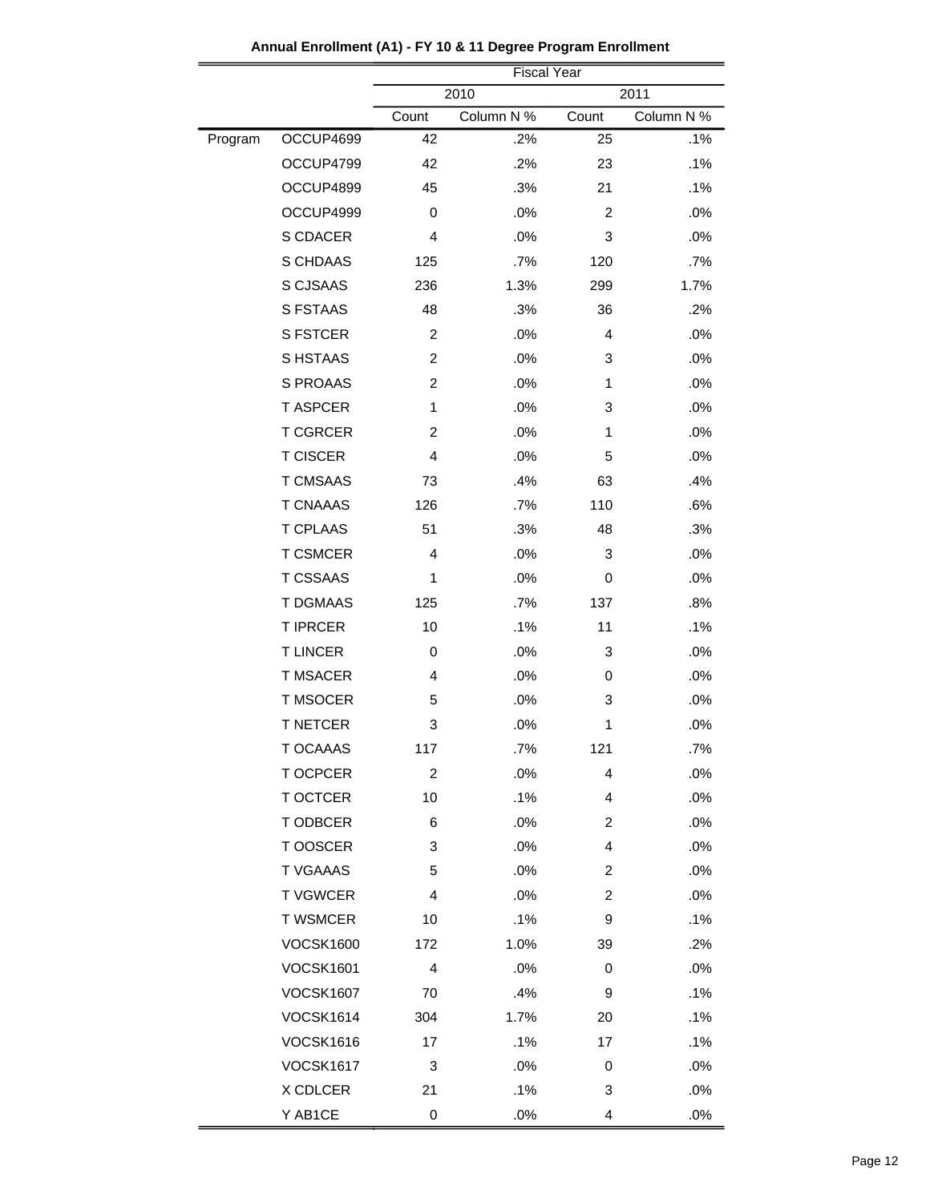**Annual Enrollment (A1) - FY 10 & 11 Degree Program Enrollment**

| | | Fiscal Year | | | |
|---|---|---|---|---|---|
| | | 2010 | | 2011 | |
| | | Count | Column N % | Count | Column N % |
| Program | OCCUP4699 | 42 | .2% | 25 | .1% |
| | OCCUP4799 | 42 | .2% | 23 | .1% |
| | OCCUP4899 | 45 | .3% | 21 | .1% |
| | OCCUP4999 | 0 | .0% | 2 | .0% |
| | S CDACER | 4 | .0% | 3 | .0% |
| | S CHDAAS | 125 | .7% | 120 | .7% |
| | S CJSAAS | 236 | 1.3% | 299 | 1.7% |
| | S FSTAAS | 48 | .3% | 36 | .2% |
| | S FSTCER | 2 | .0% | 4 | .0% |
| | S HSTAAS | 2 | .0% | 3 | .0% |
| | S PROAAS | 2 | .0% | 1 | .0% |
| | T ASPCER | 1 | .0% | 3 | .0% |
| | T CGRCER | 2 | .0% | 1 | .0% |
| | T CISCER | 4 | .0% | 5 | .0% |
| | T CMSAAS | 73 | .4% | 63 | .4% |
| | T CNAAAS | 126 | .7% | 110 | .6% |
| | T CPLAAS | 51 | .3% | 48 | .3% |
| | T CSMCER | 4 | .0% | 3 | .0% |
| | T CSSAAS | 1 | .0% | 0 | .0% |
| | T DGMAAS | 125 | .7% | 137 | .8% |
| | T IPRCER | 10 | .1% | 11 | .1% |
| | T LINCER | 0 | .0% | 3 | .0% |
| | T MSACER | 4 | .0% | 0 | .0% |
| | T MSOCER | 5 | .0% | 3 | .0% |
| | T NETCER | 3 | .0% | 1 | .0% |
| | T OCAAAS | 117 | .7% | 121 | .7% |
| | T OCPCER | 2 | .0% | 4 | .0% |
| | T OCTCER | 10 | .1% | 4 | .0% |
| | T ODBCER | 6 | .0% | 2 | .0% |
| | T OOSCER | 3 | .0% | 4 | .0% |
| | T VGAAAS | 5 | .0% | 2 | .0% |
| | T VGWCER | 4 | .0% | 2 | .0% |
| | T WSMCER | 10 | .1% | 9 | .1% |
| | VOCSK1600 | 172 | 1.0% | 39 | .2% |
| | VOCSK1601 | 4 | .0% | 0 | .0% |
| | VOCSK1607 | 70 | .4% | 9 | .1% |
| | VOCSK1614 | 304 | 1.7% | 20 | .1% |
| | VOCSK1616 | 17 | .1% | 17 | .1% |
| | VOCSK1617 | 3 | .0% | 0 | .0% |
| | X CDLCER | 21 | .1% | 3 | .0% |
| | Y AB1CE | 0 | .0% | 4 | .0% |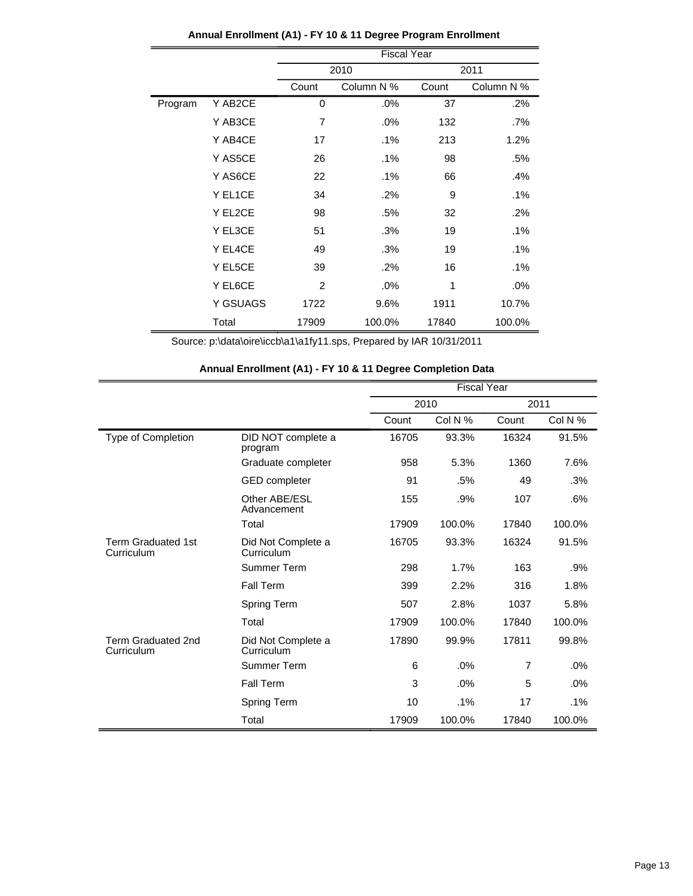**Annual Enrollment (A1) - FY 10 & 11 Degree Program Enrollment**

| | | Fiscal Year | | | |
|---|---|---|---|---|---|
| | | 2010 | | 2011 | |
| | | Count | Column N % | Count | Column N % |
| Program | Y AB2CE | 0 | .0% | 37 | .2% |
| | Y AB3CE | 7 | .0% | 132 | .7% |
| | Y AB4CE | 17 | .1% | 213 | 1.2% |
| | Y AS5CE | 26 | .1% | 98 | .5% |
| | Y AS6CE | 22 | .1% | 66 | .4% |
| | Y EL1CE | 34 | .2% | 9 | .1% |
| | Y EL2CE | 98 | .5% | 32 | .2% |
| | Y EL3CE | 51 | .3% | 19 | .1% |
| | Y EL4CE | 49 | .3% | 19 | .1% |
| | Y EL5CE | 39 | .2% | 16 | .1% |
| | Y EL6CE | 2 | .0% | 1 | .0% |
| | Y GSUAGS | 1722 | 9.6% | 1911 | 10.7% |
| | Total | 17909 | 100.0% | 17840 | 100.0% |

Source: p:\data\oire\iccb\a1\a1fy11.sps, Prepared by IAR 10/31/2011

**Annual Enrollment (A1) - FY 10 & 11 Degree Completion Data**

| | | Fiscal Year | | | |
|---|---|---|---|---|---|
| | | 2010 | | 2011 | |
| | | Count | Col N % | Count | Col N % |
| Type of Completion | DID NOT complete a program | 16705 | 93.3% | 16324 | 91.5% |
| | Graduate completer | 958 | 5.3% | 1360 | 7.6% |
| | GED completer | 91 | .5% | 49 | .3% |
| | Other ABE/ESL Advancement | 155 | .9% | 107 | .6% |
| | Total | 17909 | 100.0% | 17840 | 100.0% |
| Term Graduated 1st Curriculum | Did Not Complete a Curriculum | 16705 | 93.3% | 16324 | 91.5% |
| | Summer Term | 298 | 1.7% | 163 | .9% |
| | Fall Term | 399 | 2.2% | 316 | 1.8% |
| | Spring Term | 507 | 2.8% | 1037 | 5.8% |
| | Total | 17909 | 100.0% | 17840 | 100.0% |
| Term Graduated 2nd Curriculum | Did Not Complete a Curriculum | 17890 | 99.9% | 17811 | 99.8% |
| | Summer Term | 6 | .0% | 7 | .0% |
| | Fall Term | 3 | .0% | 5 | .0% |
| | Spring Term | 10 | .1% | 17 | .1% |
| | Total | 17909 | 100.0% | 17840 | 100.0% |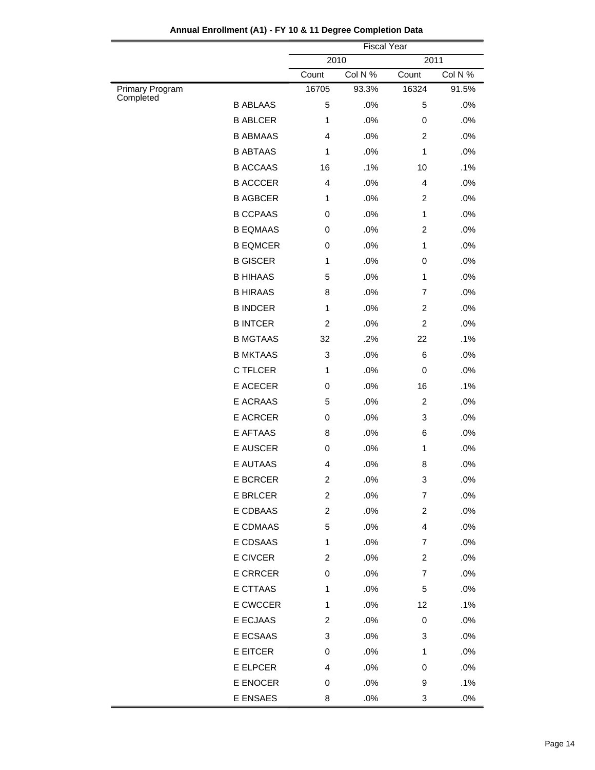**Annual Enrollment (A1) - FY 10 & 11 Degree Completion Data**

| | | Fiscal Year | | | |
|---|---|---|---|---|---|
| | | 2010 | | 2011 | |
| | | Count | Col N % | Count | Col N % |
| Primary Program Completed | | 16705 | 93.3% | 16324 | 91.5% |
| | B ABLAAS | 5 | .0% | 5 | .0% |
| | B ABLCER | 1 | .0% | 0 | .0% |
| | B ABMAAS | 4 | .0% | 2 | .0% |
| | B ABTAAS | 1 | .0% | 1 | .0% |
| | B ACCAAS | 16 | .1% | 10 | .1% |
| | B ACCCER | 4 | .0% | 4 | .0% |
| | B AGBCER | 1 | .0% | 2 | .0% |
| | B CCPAAS | 0 | .0% | 1 | .0% |
| | B EQMAAS | 0 | .0% | 2 | .0% |
| | B EQMCER | 0 | .0% | 1 | .0% |
| | B GISCER | 1 | .0% | 0 | .0% |
| | B HIHAAS | 5 | .0% | 1 | .0% |
| | B HIRAAS | 8 | .0% | 7 | .0% |
| | B INDCER | 1 | .0% | 2 | .0% |
| | B INTCER | 2 | .0% | 2 | .0% |
| | B MGTAAS | 32 | .2% | 22 | .1% |
| | B MKTAAS | 3 | .0% | 6 | .0% |
| | C TFLCER | 1 | .0% | 0 | .0% |
| | E ACECER | 0 | .0% | 16 | .1% |
| | E ACRAAS | 5 | .0% | 2 | .0% |
| | E ACRCER | 0 | .0% | 3 | .0% |
| | E AFTAAS | 8 | .0% | 6 | .0% |
| | E AUSCER | 0 | .0% | 1 | .0% |
| | E AUTAAS | 4 | .0% | 8 | .0% |
| | E BCRCER | 2 | .0% | 3 | .0% |
| | E BRLCER | 2 | .0% | 7 | .0% |
| | E CDBAAS | 2 | .0% | 2 | .0% |
| | E CDMAAS | 5 | .0% | 4 | .0% |
| | E CDSAAS | 1 | .0% | 7 | .0% |
| | E CIVCER | 2 | .0% | 2 | .0% |
| | E CRRCER | 0 | .0% | 7 | .0% |
| | E CTTAAS | 1 | .0% | 5 | .0% |
| | E CWCCER | 1 | .0% | 12 | .1% |
| | E ECJAAS | 2 | .0% | 0 | .0% |
| | E ECSAAS | 3 | .0% | 3 | .0% |
| | E EITCER | 0 | .0% | 1 | .0% |
| | E ELPCER | 4 | .0% | 0 | .0% |
| | E ENOCER | 0 | .0% | 9 | .1% |
| | E ENSAES | 8 | .0% | 3 | .0% |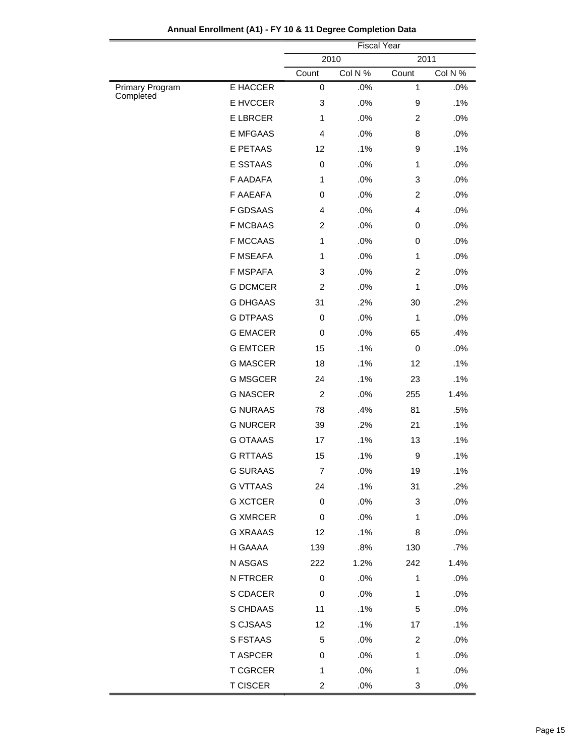**Annual Enrollment (A1) - FY 10 & 11 Degree Completion Data**

| | | Fiscal Year | | | |
|---|---|---|---|---|---|
| | | 2010 | | 2011 | |
| | | Count | Col N % | Count | Col N % |
| Primary Program Completed | E HACCER | 0 | .0% | 1 | .0% |
| | E HVCCER | 3 | .0% | 9 | .1% |
| | E LBRCER | 1 | .0% | 2 | .0% |
| | E MFGAAS | 4 | .0% | 8 | .0% |
| | E PETAAS | 12 | .1% | 9 | .1% |
| | E SSTAAS | 0 | .0% | 1 | .0% |
| | F AADAFA | 1 | .0% | 3 | .0% |
| | F AAEAFA | 0 | .0% | 2 | .0% |
| | F GDSAAS | 4 | .0% | 4 | .0% |
| | F MCBAAS | 2 | .0% | 0 | .0% |
| | F MCCAAS | 1 | .0% | 0 | .0% |
| | F MSEAFA | 1 | .0% | 1 | .0% |
| | F MSPAFA | 3 | .0% | 2 | .0% |
| | G DCMCER | 2 | .0% | 1 | .0% |
| | G DHGAAS | 31 | .2% | 30 | .2% |
| | G DTPAAS | 0 | .0% | 1 | .0% |
| | G EMACER | 0 | .0% | 65 | .4% |
| | G EMTCER | 15 | .1% | 0 | .0% |
| | G MASCER | 18 | .1% | 12 | .1% |
| | G MSGCER | 24 | .1% | 23 | .1% |
| | G NASCER | 2 | .0% | 255 | 1.4% |
| | G NURAAS | 78 | .4% | 81 | .5% |
| | G NURCER | 39 | .2% | 21 | .1% |
| | G OTAAAS | 17 | .1% | 13 | .1% |
| | G RTTAAS | 15 | .1% | 9 | .1% |
| | G SURAAS | 7 | .0% | 19 | .1% |
| | G VTTAAS | 24 | .1% | 31 | .2% |
| | G XCTCER | 0 | .0% | 3 | .0% |
| | G XMRCER | 0 | .0% | 1 | .0% |
| | G XRAAAS | 12 | .1% | 8 | .0% |
| | H GAAAA | 139 | .8% | 130 | .7% |
| | N ASGAS | 222 | 1.2% | 242 | 1.4% |
| | N FTRCER | 0 | .0% | 1 | .0% |
| | S CDACER | 0 | .0% | 1 | .0% |
| | S CHDAAS | 11 | .1% | 5 | .0% |
| | S CJSAAS | 12 | .1% | 17 | .1% |
| | S FSTAAS | 5 | .0% | 2 | .0% |
| | T ASPCER | 0 | .0% | 1 | .0% |
| | T CGRCER | 1 | .0% | 1 | .0% |
| | T CISCER | 2 | .0% | 3 | .0% |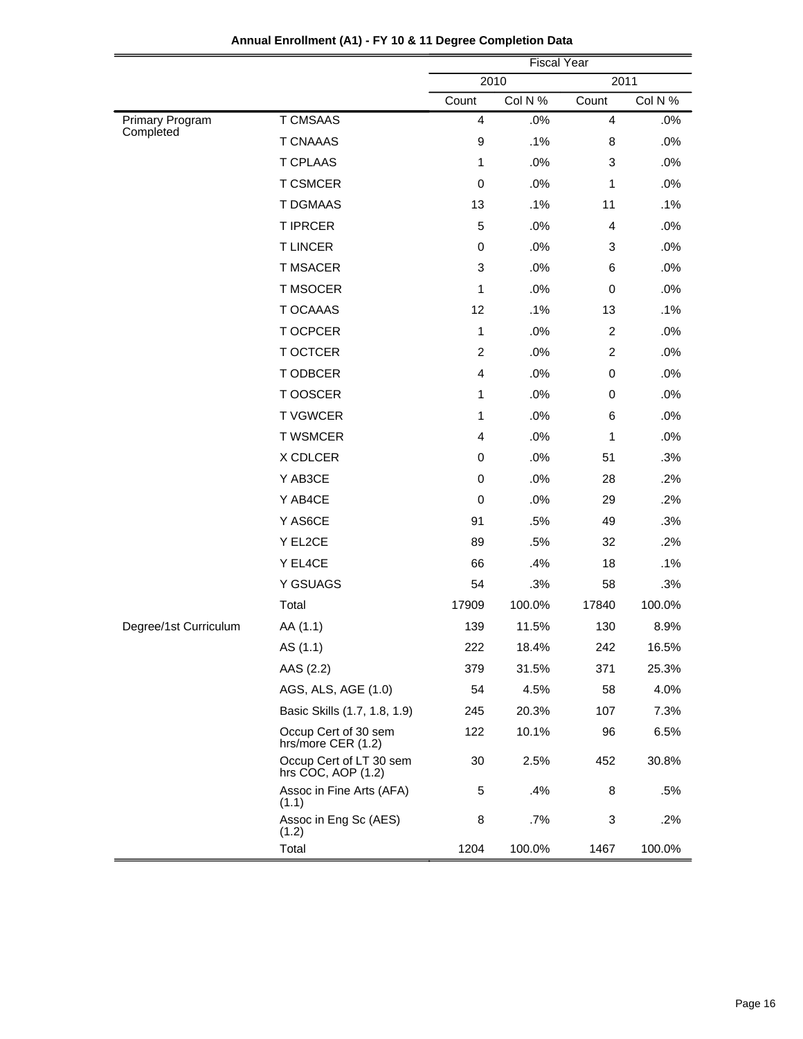**Annual Enrollment (A1) - FY 10 & 11 Degree Completion Data**

| | | Fiscal Year | | | |
|---|---|---|---|---|---|
| | | 2010 | | 2011 | |
| | | Count | Col N % | Count | Col N % |
| Primary Program Completed | T CMSAAS | 4 | .0% | 4 | .0% |
| | T CNAAAS | 9 | .1% | 8 | .0% |
| | T CPLAAS | 1 | .0% | 3 | .0% |
| | T CSMCER | 0 | .0% | 1 | .0% |
| | T DGMAAS | 13 | .1% | 11 | .1% |
| | T IPRCER | 5 | .0% | 4 | .0% |
| | T LINCER | 0 | .0% | 3 | .0% |
| | T MSACER | 3 | .0% | 6 | .0% |
| | T MSOCER | 1 | .0% | 0 | .0% |
| | T OCAAAS | 12 | .1% | 13 | .1% |
| | T OCPCER | 1 | .0% | 2 | .0% |
| | T OCTCER | 2 | .0% | 2 | .0% |
| | T ODBCER | 4 | .0% | 0 | .0% |
| | T OOSCER | 1 | .0% | 0 | .0% |
| | T VGWCER | 1 | .0% | 6 | .0% |
| | T WSMCER | 4 | .0% | 1 | .0% |
| | X CDLCER | 0 | .0% | 51 | .3% |
| | Y AB3CE | 0 | .0% | 28 | .2% |
| | Y AB4CE | 0 | .0% | 29 | .2% |
| | Y AS6CE | 91 | .5% | 49 | .3% |
| | Y EL2CE | 89 | .5% | 32 | .2% |
| | Y EL4CE | 66 | .4% | 18 | .1% |
| | Y GSUAGS | 54 | .3% | 58 | .3% |
| | Total | 17909 | 100.0% | 17840 | 100.0% |
| Degree/1st Curriculum | AA (1.1) | 139 | 11.5% | 130 | 8.9% |
| | AS (1.1) | 222 | 18.4% | 242 | 16.5% |
| | AAS (2.2) | 379 | 31.5% | 371 | 25.3% |
| | AGS, ALS, AGE (1.0) | 54 | 4.5% | 58 | 4.0% |
| | Basic Skills (1.7, 1.8, 1.9) | 245 | 20.3% | 107 | 7.3% |
| | Occup Cert of 30 sem hrs/more CER (1.2) | 122 | 10.1% | 96 | 6.5% |
| | Occup Cert of LT 30 sem hrs COC, AOP (1.2) | 30 | 2.5% | 452 | 30.8% |
| | Assoc in Fine Arts (AFA) (1.1) | 5 | .4% | 8 | .5% |
| | Assoc in Eng Sc (AES) (1.2) | 8 | .7% | 3 | .2% |
| | Total | 1204 | 100.0% | 1467 | 100.0% |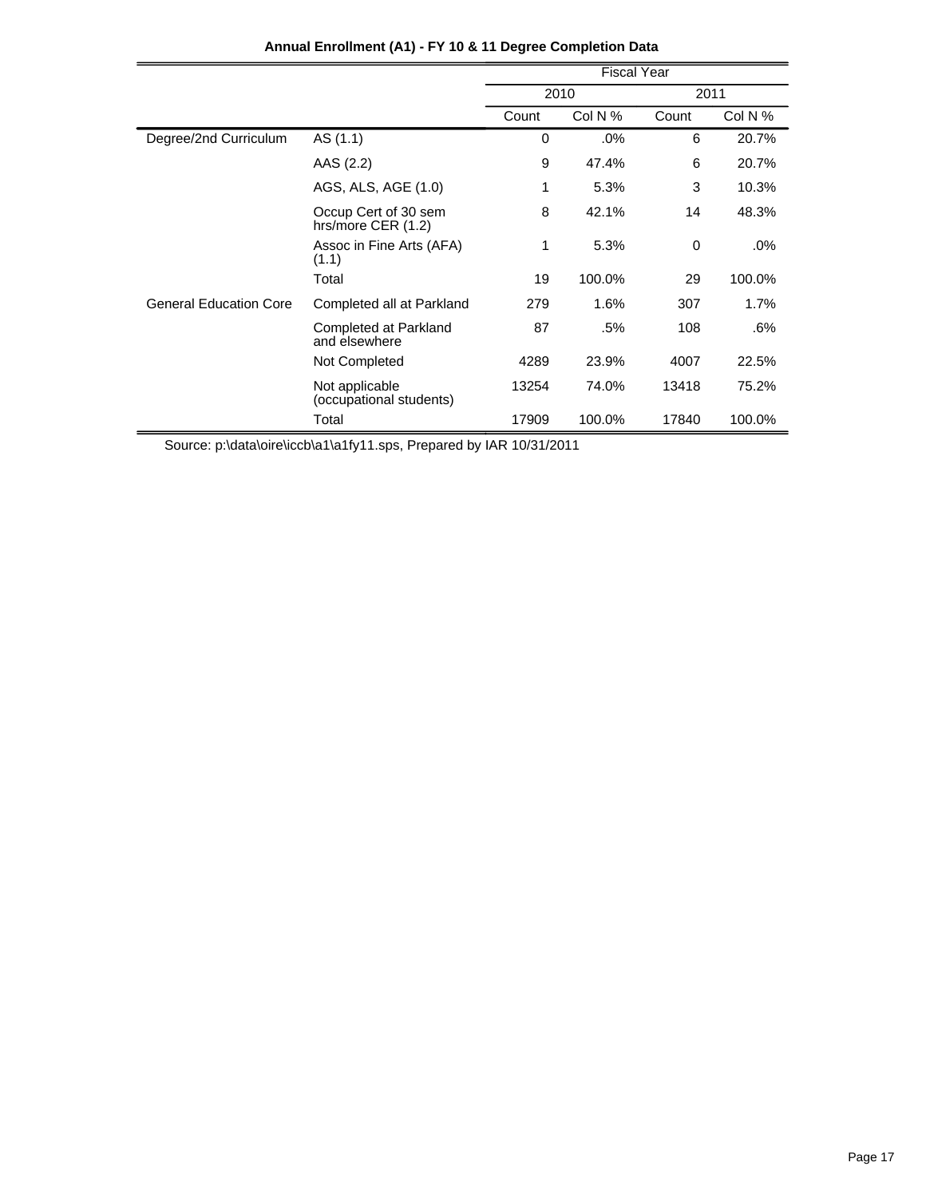**Annual Enrollment (A1) - FY 10 & 11 Degree Completion Data**

| | | Fiscal Year | | | |
|---|---|---|---|---|---|
| | | 2010 | | 2011 | |
| | | Count | Col N % | Count | Col N % |
| Degree/2nd Curriculum | AS (1.1) | 0 | .0% | 6 | 20.7% |
| | AAS (2.2) | 9 | 47.4% | 6 | 20.7% |
| | AGS, ALS, AGE (1.0) | 1 | 5.3% | 3 | 10.3% |
| | Occup Cert of 30 sem hrs/more CER (1.2) | 8 | 42.1% | 14 | 48.3% |
| | Assoc in Fine Arts (AFA) (1.1) | 1 | 5.3% | 0 | .0% |
| | Total | 19 | 100.0% | 29 | 100.0% |
| General Education Core | Completed all at Parkland | 279 | 1.6% | 307 | 1.7% |
| | Completed at Parkland and elsewhere | 87 | .5% | 108 | .6% |
| | Not Completed | 4289 | 23.9% | 4007 | 22.5% |
| | Not applicable (occupational students) | 13254 | 74.0% | 13418 | 75.2% |
| | Total | 17909 | 100.0% | 17840 | 100.0% |

Source: p:\data\oire\iccb\a1\a1fy11.sps, Prepared by IAR 10/31/2011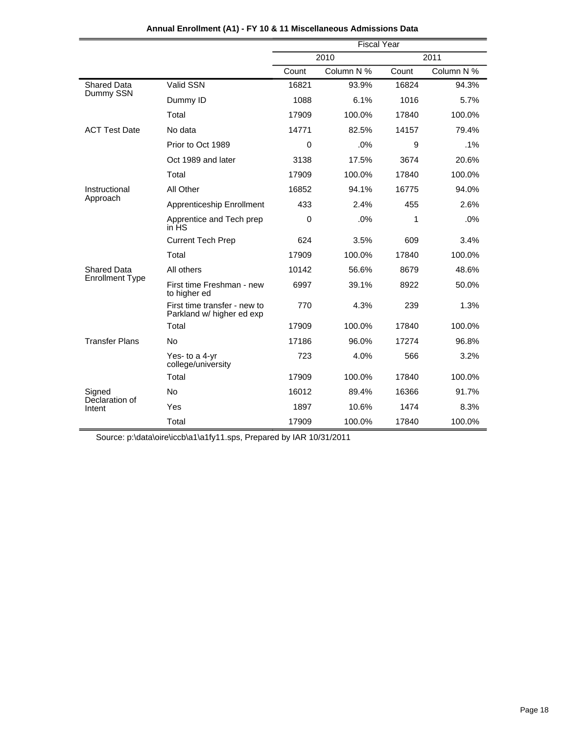**Annual Enrollment (A1) - FY 10 & 11 Miscellaneous Admissions Data**

| | | Fiscal Year | | | |
|---|---|---|---|---|---|
| | | 2010 | | 2011 | |
| | | Count | Column N % | Count | Column N % |
| Shared Data Dummy SSN | Valid SSN | 16821 | 93.9% | 16824 | 94.3% |
| | Dummy ID | 1088 | 6.1% | 1016 | 5.7% |
| | Total | 17909 | 100.0% | 17840 | 100.0% |
| ACT Test Date | No data | 14771 | 82.5% | 14157 | 79.4% |
| | Prior to Oct 1989 | 0 | .0% | 9 | .1% |
| | Oct 1989 and later | 3138 | 17.5% | 3674 | 20.6% |
| | Total | 17909 | 100.0% | 17840 | 100.0% |
| Instructional Approach | All Other | 16852 | 94.1% | 16775 | 94.0% |
| | Apprenticeship Enrollment | 433 | 2.4% | 455 | 2.6% |
| | Apprentice and Tech prep in HS | 0 | .0% | 1 | .0% |
| | Current Tech Prep | 624 | 3.5% | 609 | 3.4% |
| | Total | 17909 | 100.0% | 17840 | 100.0% |
| Shared Data Enrollment Type | All others | 10142 | 56.6% | 8679 | 48.6% |
| | First time Freshman - new to higher ed | 6997 | 39.1% | 8922 | 50.0% |
| | First time transfer - new to Parkland w/ higher ed exp | 770 | 4.3% | 239 | 1.3% |
| | Total | 17909 | 100.0% | 17840 | 100.0% |
| Transfer Plans | No | 17186 | 96.0% | 17274 | 96.8% |
| | Yes- to a 4-yr college/university | 723 | 4.0% | 566 | 3.2% |
| | Total | 17909 | 100.0% | 17840 | 100.0% |
| Signed Declaration of Intent | No | 16012 | 89.4% | 16366 | 91.7% |
| | Yes | 1897 | 10.6% | 1474 | 8.3% |
| | Total | 17909 | 100.0% | 17840 | 100.0% |

Source: p:\data\oire\iccb\a1\a1fy11.sps, Prepared by IAR 10/31/2011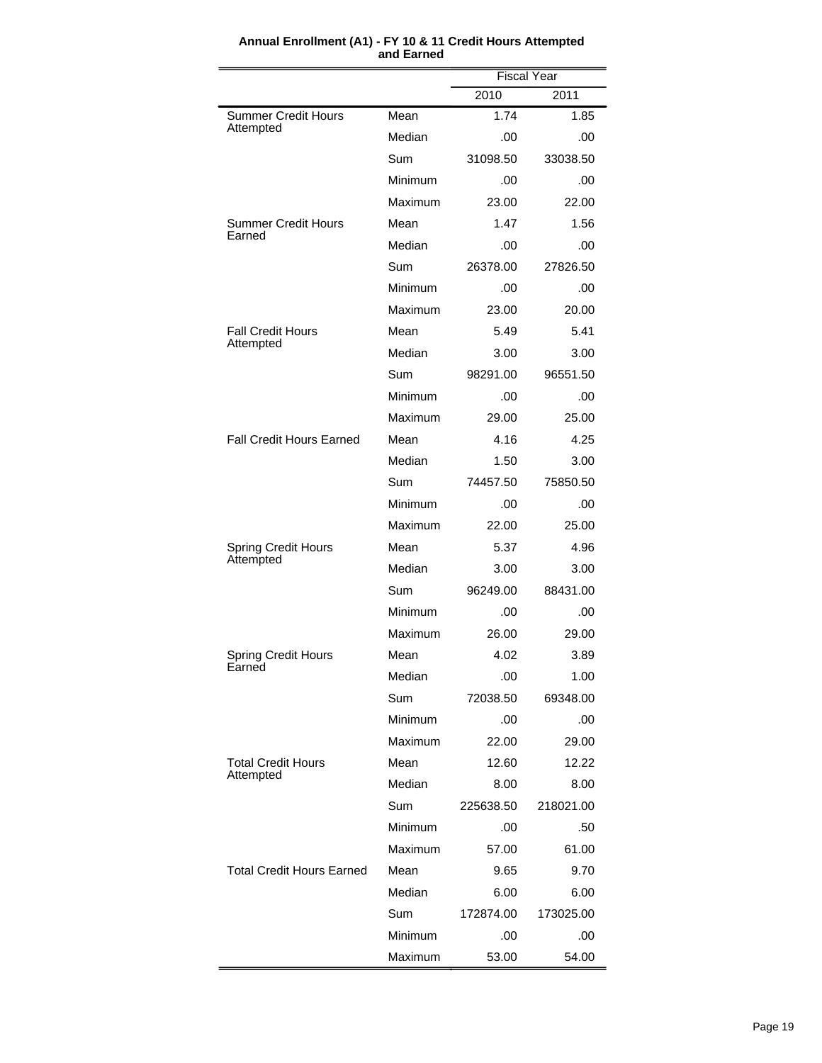**Annual Enrollment (A1) - FY 10 & 11 Credit Hours Attempted and Earned**

| | | Fiscal Year | |
|---|---|---|---|
| | | 2010 | 2011 |
| Summer Credit Hours Attempted | Mean | 1.74 | 1.85 |
| | Median | .00 | .00 |
| | Sum | 31098.50 | 33038.50 |
| | Minimum | .00 | .00 |
| | Maximum | 23.00 | 22.00 |
| Summer Credit Hours Earned | Mean | 1.47 | 1.56 |
| | Median | .00 | .00 |
| | Sum | 26378.00 | 27826.50 |
| | Minimum | .00 | .00 |
| | Maximum | 23.00 | 20.00 |
| Fall Credit Hours Attempted | Mean | 5.49 | 5.41 |
| | Median | 3.00 | 3.00 |
| | Sum | 98291.00 | 96551.50 |
| | Minimum | .00 | .00 |
| | Maximum | 29.00 | 25.00 |
| Fall Credit Hours Earned | Mean | 4.16 | 4.25 |
| | Median | 1.50 | 3.00 |
| | Sum | 74457.50 | 75850.50 |
| | Minimum | .00 | .00 |
| | Maximum | 22.00 | 25.00 |
| Spring Credit Hours Attempted | Mean | 5.37 | 4.96 |
| | Median | 3.00 | 3.00 |
| | Sum | 96249.00 | 88431.00 |
| | Minimum | .00 | .00 |
| | Maximum | 26.00 | 29.00 |
| Spring Credit Hours Earned | Mean | 4.02 | 3.89 |
| | Median | .00 | 1.00 |
| | Sum | 72038.50 | 69348.00 |
| | Minimum | .00 | .00 |
| | Maximum | 22.00 | 29.00 |
| Total Credit Hours Attempted | Mean | 12.60 | 12.22 |
| | Median | 8.00 | 8.00 |
| | Sum | 225638.50 | 218021.00 |
| | Minimum | .00 | .50 |
| | Maximum | 57.00 | 61.00 |
| Total Credit Hours Earned | Mean | 9.65 | 9.70 |
| | Median | 6.00 | 6.00 |
| | Sum | 172874.00 | 173025.00 |
| | Minimum | .00 | .00 |
| | Maximum | 53.00 | 54.00 |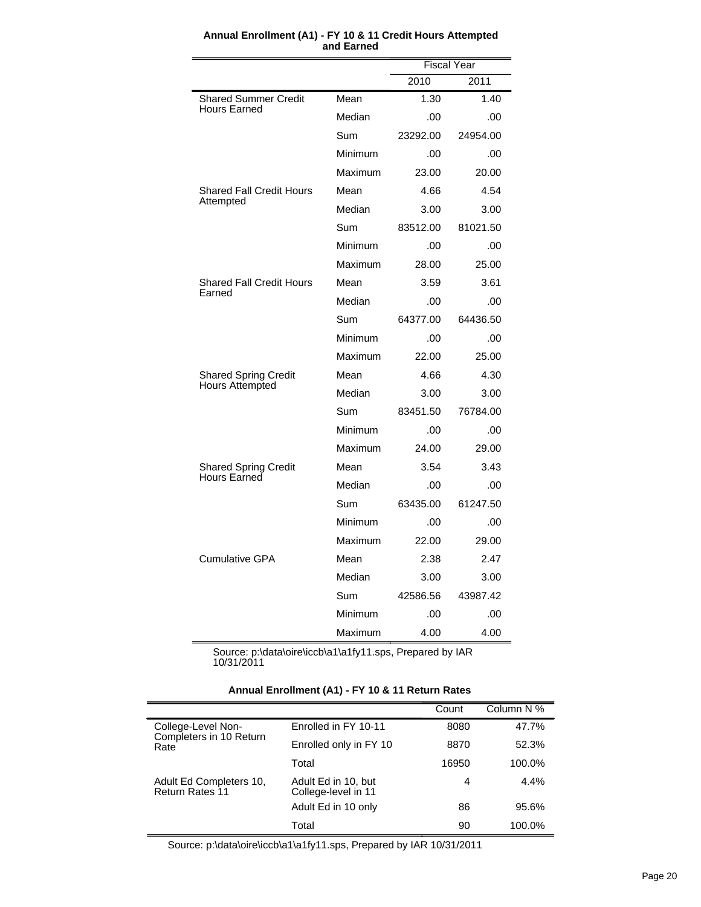**Annual Enrollment (A1) - FY 10 & 11 Credit Hours Attempted and Earned**

| | | Fiscal Year | |
|---|---|---|---|
| | | 2010 | 2011 |
| Shared Summer Credit Hours Earned | Mean | 1.30 | 1.40 |
| | Median | .00 | .00 |
| | Sum | 23292.00 | 24954.00 |
| | Minimum | .00 | .00 |
| | Maximum | 23.00 | 20.00 |
| Shared Fall Credit Hours Attempted | Mean | 4.66 | 4.54 |
| | Median | 3.00 | 3.00 |
| | Sum | 83512.00 | 81021.50 |
| | Minimum | .00 | .00 |
| | Maximum | 28.00 | 25.00 |
| Shared Fall Credit Hours Earned | Mean | 3.59 | 3.61 |
| | Median | .00 | .00 |
| | Sum | 64377.00 | 64436.50 |
| | Minimum | .00 | .00 |
| | Maximum | 22.00 | 25.00 |
| Shared Spring Credit Hours Attempted | Mean | 4.66 | 4.30 |
| | Median | 3.00 | 3.00 |
| | Sum | 83451.50 | 76784.00 |
| | Minimum | .00 | .00 |
| | Maximum | 24.00 | 29.00 |
| Shared Spring Credit Hours Earned | Mean | 3.54 | 3.43 |
| | Median | .00 | .00 |
| | Sum | 63435.00 | 61247.50 |
| | Minimum | .00 | .00 |
| | Maximum | 22.00 | 29.00 |
| Cumulative GPA | Mean | 2.38 | 2.47 |
| | Median | 3.00 | 3.00 |
| | Sum | 42586.56 | 43987.42 |
| | Minimum | .00 | .00 |
| | Maximum | 4.00 | 4.00 |

Source: p:\data\oire\iccb\a1\a1fy11.sps, Prepared by IAR 10/31/2011

**Annual Enrollment (A1) - FY 10 & 11 Return Rates**

| | | Count | Column N % |
|---|---|---|---|
| College-Level Non-Completers in 10 Return Rate | Enrolled in FY 10-11 | 8080 | 47.7% |
| | Enrolled only in FY 10 | 8870 | 52.3% |
| | Total | 16950 | 100.0% |
| Adult Ed Completers 10, Return Rates 11 | Adult Ed in 10, but College-level in 11 | 4 | 4.4% |
| | Adult Ed in 10 only | 86 | 95.6% |
| | Total | 90 | 100.0% |

Source: p:\data\oire\iccb\a1\a1fy11.sps, Prepared by IAR 10/31/2011